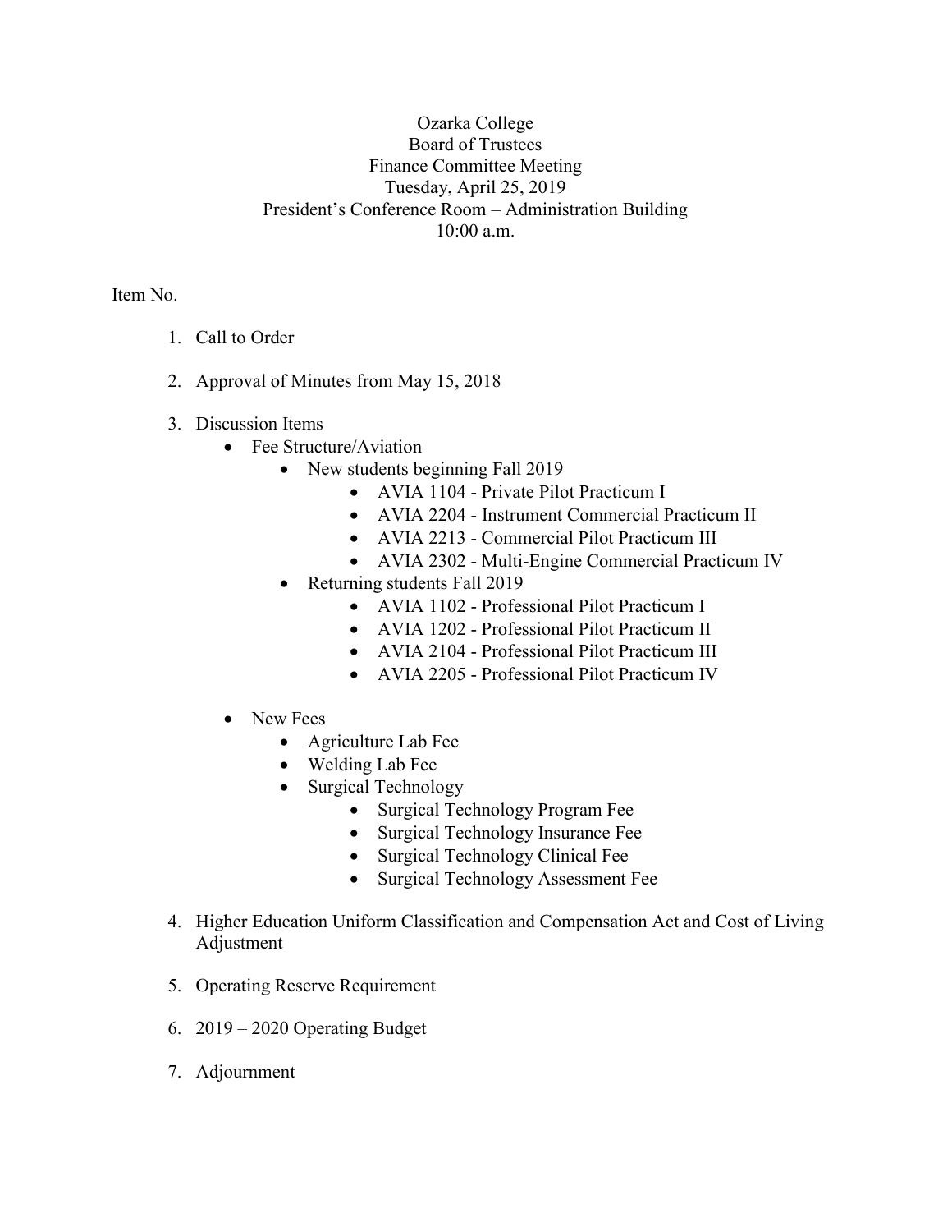# Ozarka College
## Board of Trustees
## Finance Committee Meeting
### Tuesday, April 25, 2019
### President's Conference Room – Administration Building
### 10:00 a.m.

Item No.

1. Call to Order

2. Approval of Minutes from May 15, 2018

3. Discussion Items
   - Fee Structure/Aviation
     - New students beginning Fall 2019
       - AVIA 1104 - Private Pilot Practicum I
       - AVIA 2204 - Instrument Commercial Practicum II
       - AVIA 2213 - Commercial Pilot Practicum III
       - AVIA 2302 - Multi-Engine Commercial Practicum IV
     - Returning students Fall 2019
       - AVIA 1102 - Professional Pilot Practicum I
       - AVIA 1202 - Professional Pilot Practicum II
       - AVIA 2104 - Professional Pilot Practicum III
       - AVIA 2205 - Professional Pilot Practicum IV
   - New Fees
     - Agriculture Lab Fee
     - Welding Lab Fee
     - Surgical Technology
       - Surgical Technology Program Fee
       - Surgical Technology Insurance Fee
       - Surgical Technology Clinical Fee
       - Surgical Technology Assessment Fee

4. Higher Education Uniform Classification and Compensation Act and Cost of Living Adjustment

5. Operating Reserve Requirement

6. 2019 – 2020 Operating Budget

7. Adjournment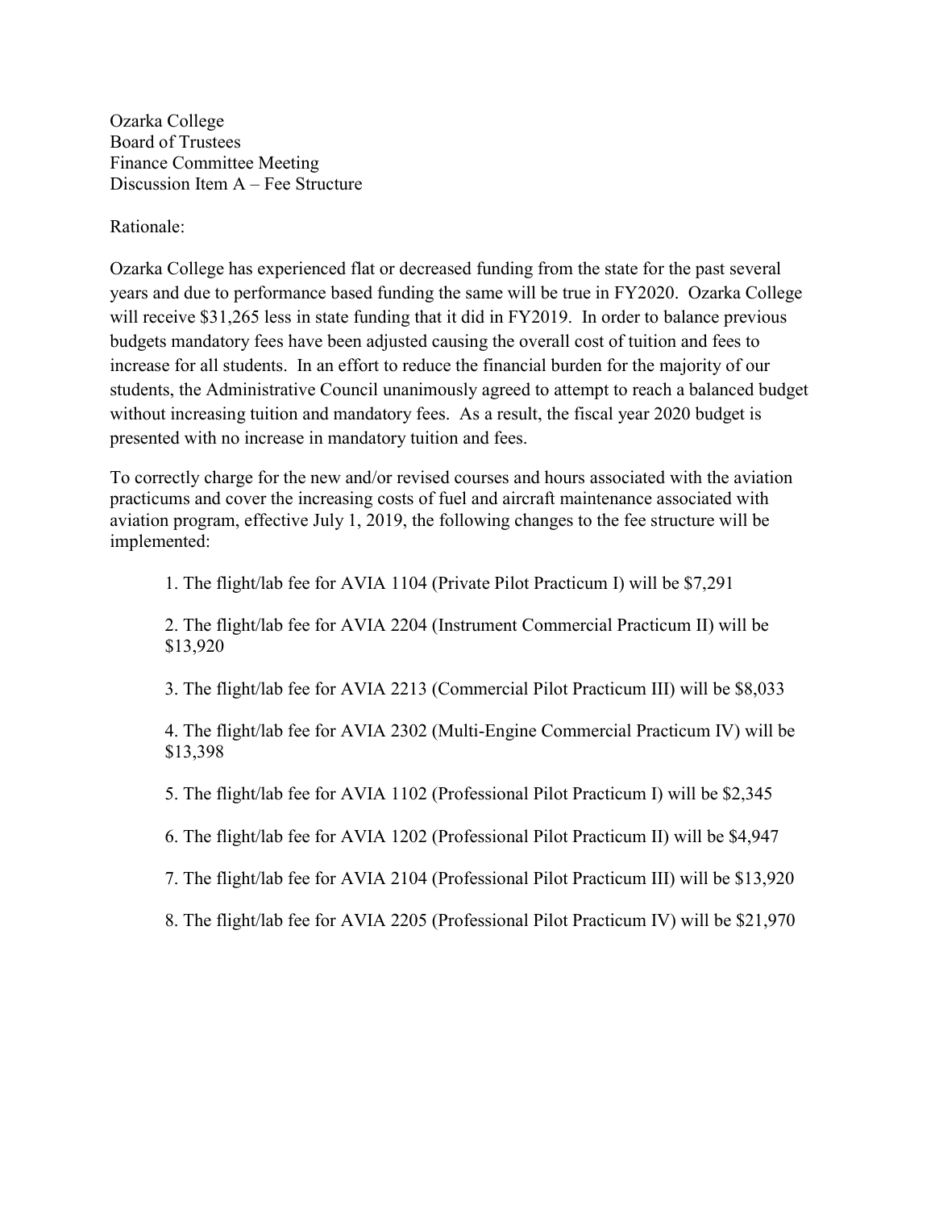Ozarka College
Board of Trustees
Finance Committee Meeting
Discussion Item A – Fee Structure

Rationale:

Ozarka College has experienced flat or decreased funding from the state for the past several years and due to performance based funding the same will be true in FY2020. Ozarka College will receive $31,265 less in state funding that it did in FY2019. In order to balance previous budgets mandatory fees have been adjusted causing the overall cost of tuition and fees to increase for all students. In an effort to reduce the financial burden for the majority of our students, the Administrative Council unanimously agreed to attempt to reach a balanced budget without increasing tuition and mandatory fees. As a result, the fiscal year 2020 budget is presented with no increase in mandatory tuition and fees.

To correctly charge for the new and/or revised courses and hours associated with the aviation practicums and cover the increasing costs of fuel and aircraft maintenance associated with aviation program, effective July 1, 2019, the following changes to the fee structure will be implemented:

1. The flight/lab fee for AVIA 1104 (Private Pilot Practicum I) will be $7,291

2. The flight/lab fee for AVIA 2204 (Instrument Commercial Practicum II) will be $13,920

3. The flight/lab fee for AVIA 2213 (Commercial Pilot Practicum III) will be $8,033

4. The flight/lab fee for AVIA 2302 (Multi-Engine Commercial Practicum IV) will be $13,398

5. The flight/lab fee for AVIA 1102 (Professional Pilot Practicum I) will be $2,345

6. The flight/lab fee for AVIA 1202 (Professional Pilot Practicum II) will be $4,947

7. The flight/lab fee for AVIA 2104 (Professional Pilot Practicum III) will be $13,920

8. The flight/lab fee for AVIA 2205 (Professional Pilot Practicum IV) will be $21,970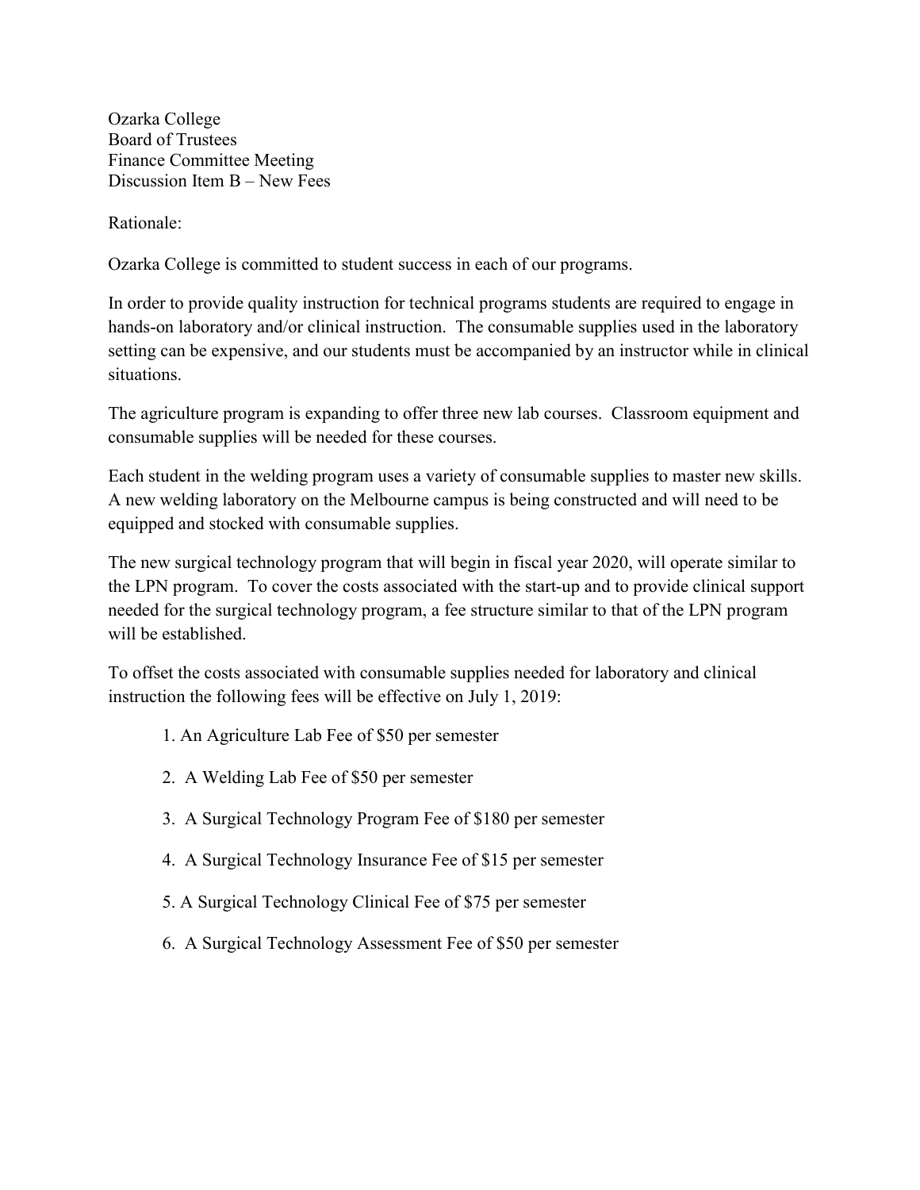Ozarka College
Board of Trustees
Finance Committee Meeting
Discussion Item B – New Fees

Rationale:

Ozarka College is committed to student success in each of our programs.

In order to provide quality instruction for technical programs students are required to engage in hands-on laboratory and/or clinical instruction. The consumable supplies used in the laboratory setting can be expensive, and our students must be accompanied by an instructor while in clinical situations.

The agriculture program is expanding to offer three new lab courses. Classroom equipment and consumable supplies will be needed for these courses.

Each student in the welding program uses a variety of consumable supplies to master new skills. A new welding laboratory on the Melbourne campus is being constructed and will need to be equipped and stocked with consumable supplies.

The new surgical technology program that will begin in fiscal year 2020, will operate similar to the LPN program. To cover the costs associated with the start-up and to provide clinical support needed for the surgical technology program, a fee structure similar to that of the LPN program will be established.

To offset the costs associated with consumable supplies needed for laboratory and clinical instruction the following fees will be effective on July 1, 2019:

1. An Agriculture Lab Fee of $50 per semester
2. A Welding Lab Fee of $50 per semester
3. A Surgical Technology Program Fee of $180 per semester
4. A Surgical Technology Insurance Fee of $15 per semester
5. A Surgical Technology Clinical Fee of $75 per semester
6. A Surgical Technology Assessment Fee of $50 per semester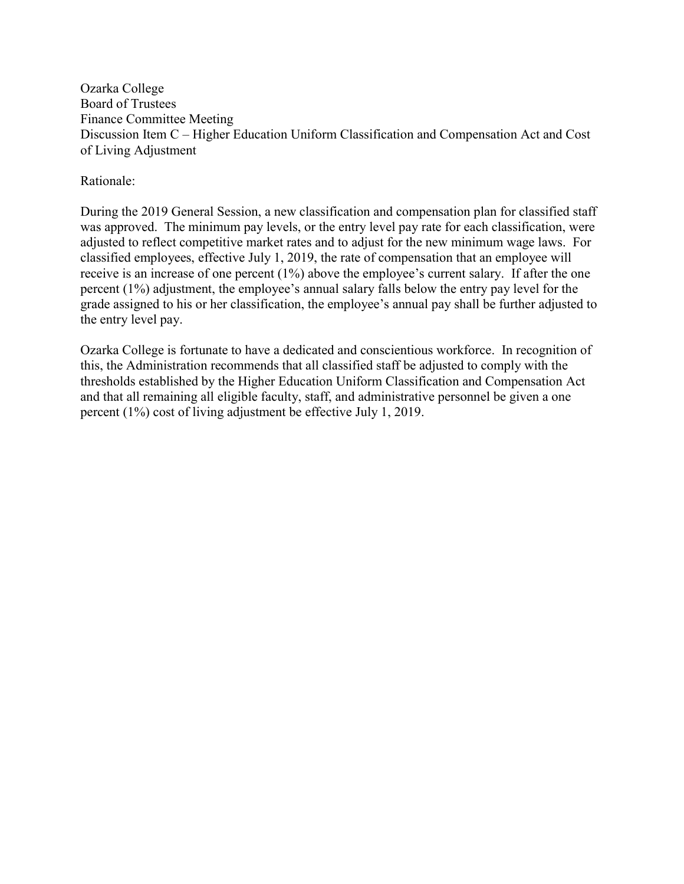Ozarka College
Board of Trustees
Finance Committee Meeting
Discussion Item C – Higher Education Uniform Classification and Compensation Act and Cost of Living Adjustment

Rationale:

During the 2019 General Session, a new classification and compensation plan for classified staff was approved. The minimum pay levels, or the entry level pay rate for each classification, were adjusted to reflect competitive market rates and to adjust for the new minimum wage laws. For classified employees, effective July 1, 2019, the rate of compensation that an employee will receive is an increase of one percent (1%) above the employee's current salary. If after the one percent (1%) adjustment, the employee's annual salary falls below the entry pay level for the grade assigned to his or her classification, the employee's annual pay shall be further adjusted to the entry level pay.

Ozarka College is fortunate to have a dedicated and conscientious workforce. In recognition of this, the Administration recommends that all classified staff be adjusted to comply with the thresholds established by the Higher Education Uniform Classification and Compensation Act and that all remaining all eligible faculty, staff, and administrative personnel be given a one percent (1%) cost of living adjustment be effective July 1, 2019.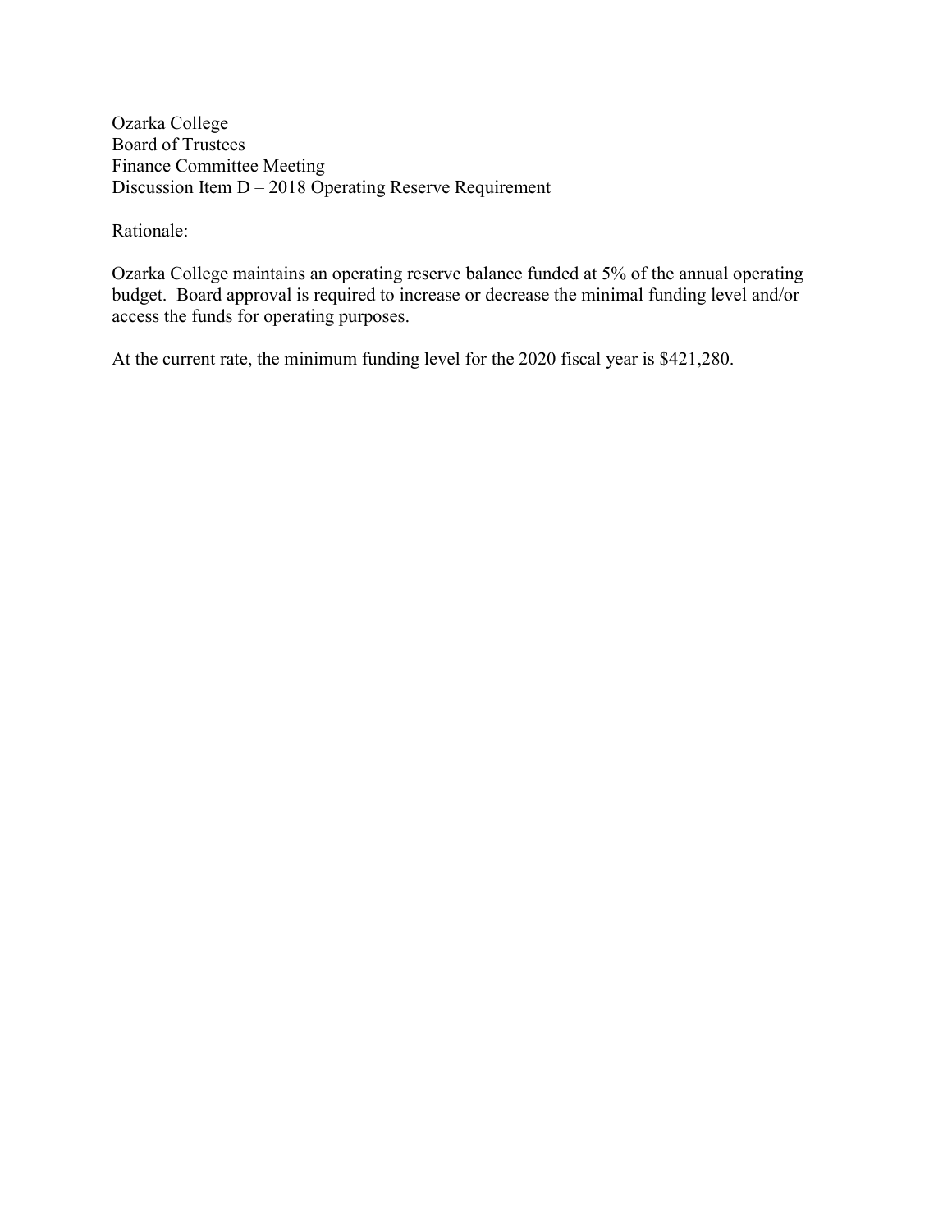Ozarka College
Board of Trustees
Finance Committee Meeting
Discussion Item D – 2018 Operating Reserve Requirement

Rationale:

Ozarka College maintains an operating reserve balance funded at 5% of the annual operating budget. Board approval is required to increase or decrease the minimal funding level and/or access the funds for operating purposes.

At the current rate, the minimum funding level for the 2020 fiscal year is $421,280.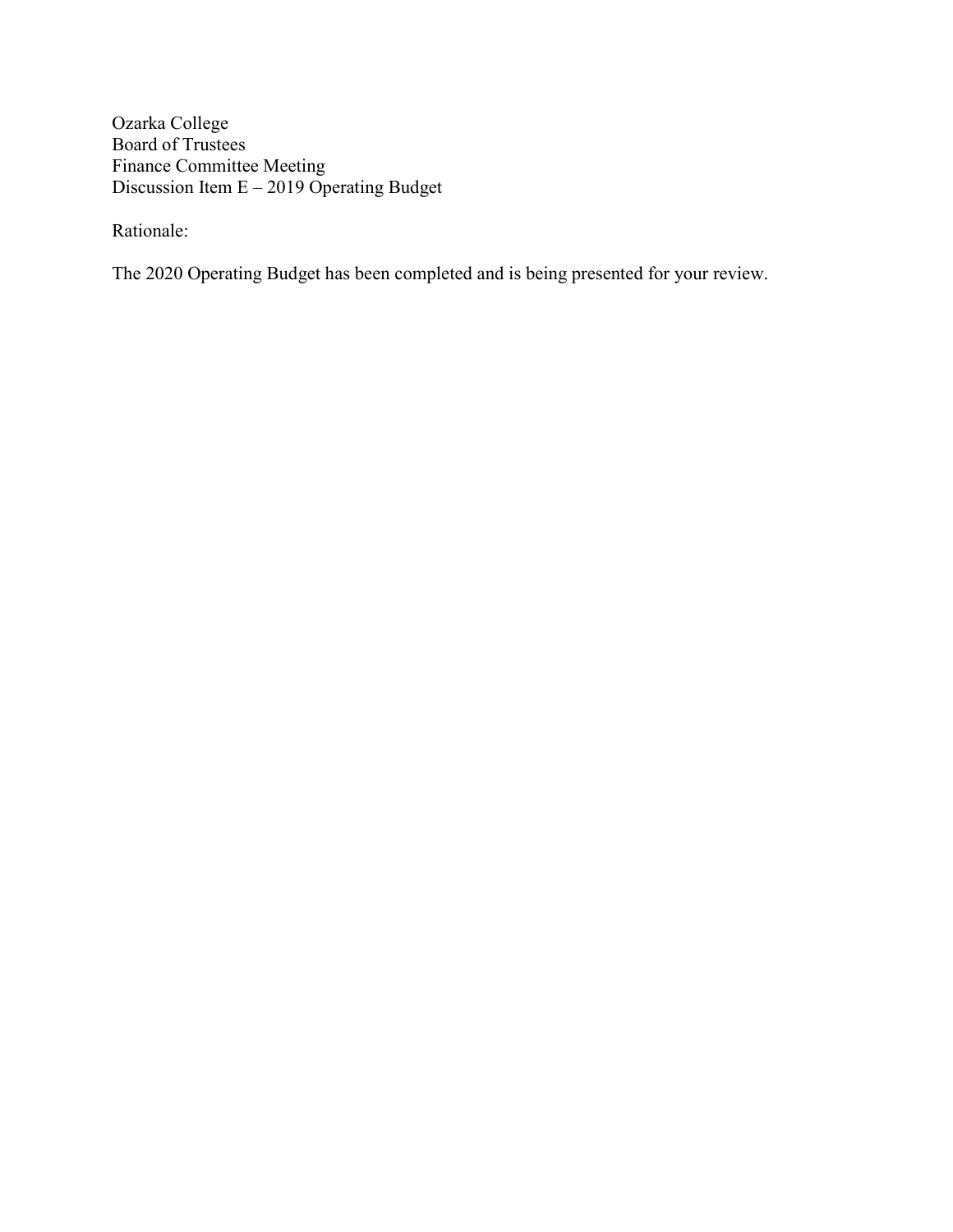Ozarka College
Board of Trustees
Finance Committee Meeting
Discussion Item E – 2019 Operating Budget

Rationale:

The 2020 Operating Budget has been completed and is being presented for your review.